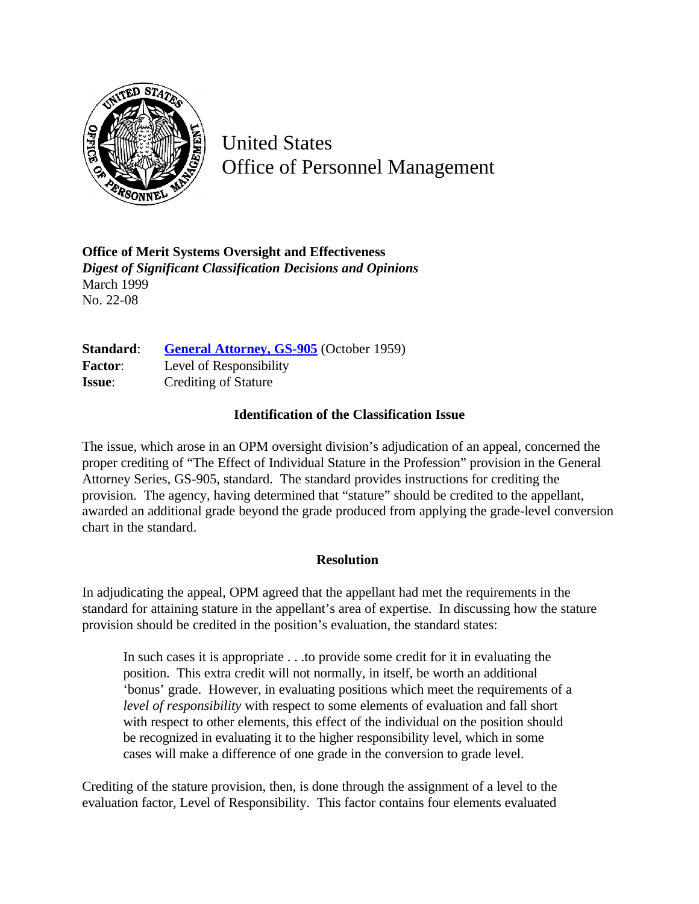United States
Office of Personnel Management

**Office of Merit Systems Oversight and Effectiveness**
***Digest of Significant Classification Decisions and Opinions***
March 1999
No. 22-08

**Standard**: **General Attorney, GS-905** (October 1959)
**Factor**: Level of Responsibility
**Issue**: Crediting of Stature

## Identification of the Classification Issue

The issue, which arose in an OPM oversight division's adjudication of an appeal, concerned the proper crediting of "The Effect of Individual Stature in the Profession" provision in the General Attorney Series, GS-905, standard. The standard provides instructions for crediting the provision. The agency, having determined that "stature" should be credited to the appellant, awarded an additional grade beyond the grade produced from applying the grade-level conversion chart in the standard.

## Resolution

In adjudicating the appeal, OPM agreed that the appellant had met the requirements in the standard for attaining stature in the appellant's area of expertise. In discussing how the stature provision should be credited in the position's evaluation, the standard states:

> In such cases it is appropriate . . .to provide some credit for it in evaluating the position. This extra credit will not normally, in itself, be worth an additional 'bonus' grade. However, in evaluating positions which meet the requirements of a *level of responsibility* with respect to some elements of evaluation and fall short with respect to other elements, this effect of the individual on the position should be recognized in evaluating it to the higher responsibility level, which in some cases will make a difference of one grade in the conversion to grade level.

Crediting of the stature provision, then, is done through the assignment of a level to the evaluation factor, Level of Responsibility. This factor contains four elements evaluated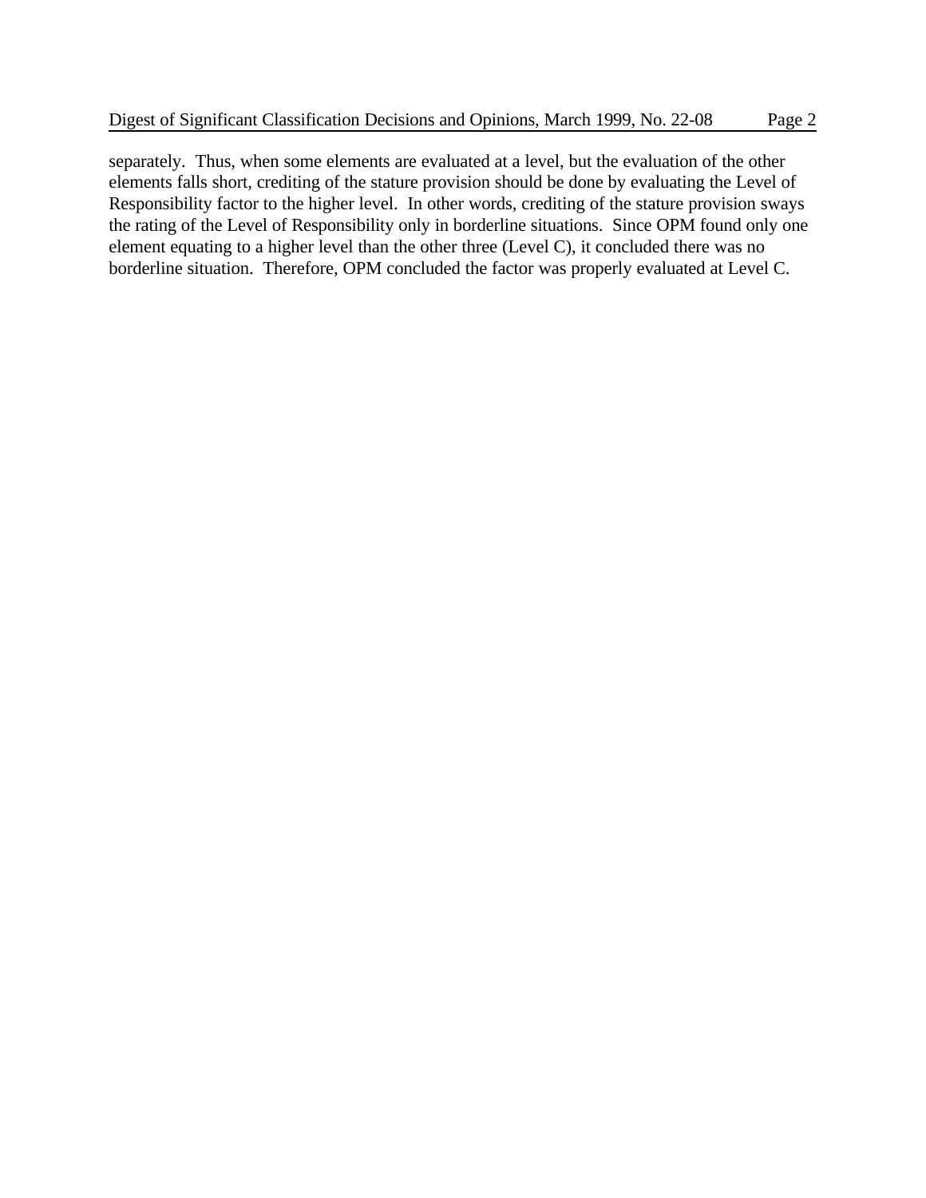separately. Thus, when some elements are evaluated at a level, but the evaluation of the other elements falls short, crediting of the stature provision should be done by evaluating the Level of Responsibility factor to the higher level. In other words, crediting of the stature provision sways the rating of the Level of Responsibility only in borderline situations. Since OPM found only one element equating to a higher level than the other three (Level C), it concluded there was no borderline situation. Therefore, OPM concluded the factor was properly evaluated at Level C.